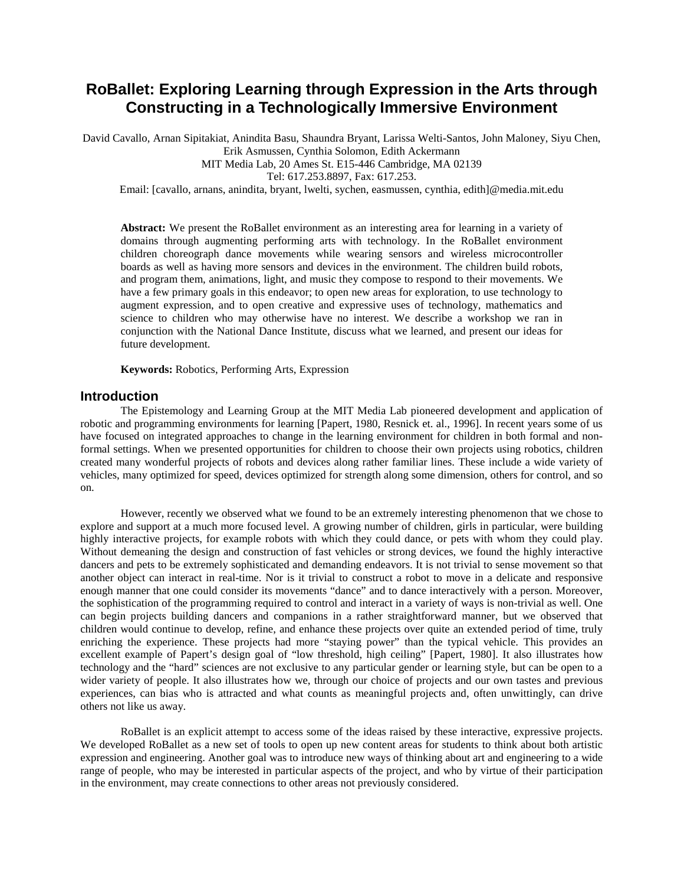# RoBallet: Exploring Learning through Expression in the Arts through Constructing in a Technologically Immersive Environment

David Cavallo, Arnan Sipitakiat, Anindita Basu, Shaundra Bryant, Larissa Welti-Santos, John Maloney, Siyu Chen, Erik Asmussen, Cynthia Solomon, Edith Ackermann
MIT Media Lab, 20 Ames St. E15-446 Cambridge, MA 02139
Tel: 617.253.8897, Fax: 617.253.
Email: [cavallo, arnans, anindita, bryant, lwelti, sychen, easmussen, cynthia, edith]@media.mit.edu

**Abstract:** We present the RoBallet environment as an interesting area for learning in a variety of domains through augmenting performing arts with technology. In the RoBallet environment children choreograph dance movements while wearing sensors and wireless microcontroller boards as well as having more sensors and devices in the environment. The children build robots, and program them, animations, light, and music they compose to respond to their movements. We have a few primary goals in this endeavor; to open new areas for exploration, to use technology to augment expression, and to open creative and expressive uses of technology, mathematics and science to children who may otherwise have no interest. We describe a workshop we ran in conjunction with the National Dance Institute, discuss what we learned, and present our ideas for future development.

**Keywords:** Robotics, Performing Arts, Expression

## Introduction

The Epistemology and Learning Group at the MIT Media Lab pioneered development and application of robotic and programming environments for learning [Papert, 1980, Resnick et. al., 1996]. In recent years some of us have focused on integrated approaches to change in the learning environment for children in both formal and non-formal settings. When we presented opportunities for children to choose their own projects using robotics, children created many wonderful projects of robots and devices along rather familiar lines. These include a wide variety of vehicles, many optimized for speed, devices optimized for strength along some dimension, others for control, and so on.

However, recently we observed what we found to be an extremely interesting phenomenon that we chose to explore and support at a much more focused level. A growing number of children, girls in particular, were building highly interactive projects, for example robots with which they could dance, or pets with whom they could play. Without demeaning the design and construction of fast vehicles or strong devices, we found the highly interactive dancers and pets to be extremely sophisticated and demanding endeavors. It is not trivial to sense movement so that another object can interact in real-time. Nor is it trivial to construct a robot to move in a delicate and responsive enough manner that one could consider its movements "dance" and to dance interactively with a person. Moreover, the sophistication of the programming required to control and interact in a variety of ways is non-trivial as well. One can begin projects building dancers and companions in a rather straightforward manner, but we observed that children would continue to develop, refine, and enhance these projects over quite an extended period of time, truly enriching the experience. These projects had more "staying power" than the typical vehicle. This provides an excellent example of Papert's design goal of "low threshold, high ceiling" [Papert, 1980]. It also illustrates how technology and the "hard" sciences are not exclusive to any particular gender or learning style, but can be open to a wider variety of people. It also illustrates how we, through our choice of projects and our own tastes and previous experiences, can bias who is attracted and what counts as meaningful projects and, often unwittingly, can drive others not like us away.

RoBallet is an explicit attempt to access some of the ideas raised by these interactive, expressive projects. We developed RoBallet as a new set of tools to open up new content areas for students to think about both artistic expression and engineering. Another goal was to introduce new ways of thinking about art and engineering to a wide range of people, who may be interested in particular aspects of the project, and who by virtue of their participation in the environment, may create connections to other areas not previously considered.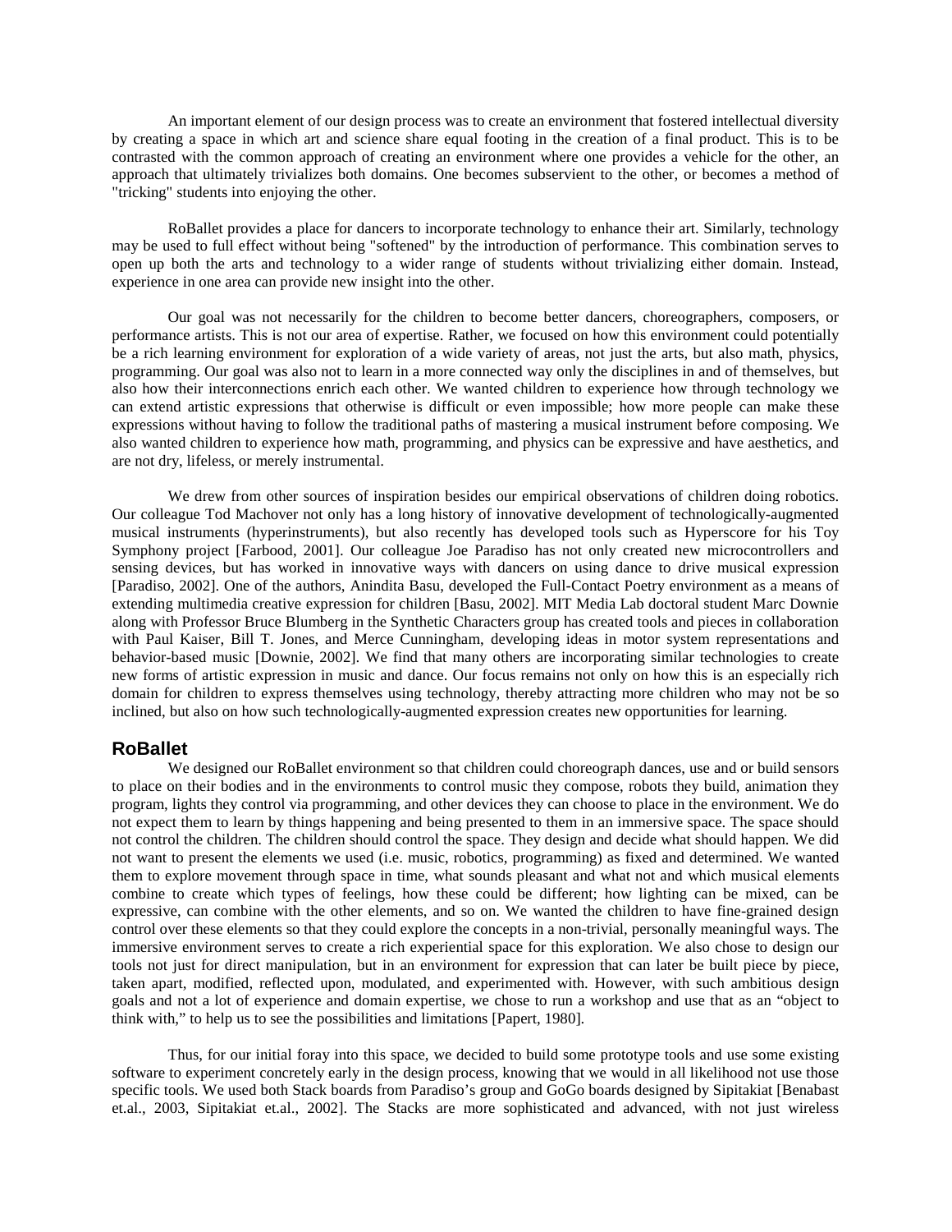An important element of our design process was to create an environment that fostered intellectual diversity by creating a space in which art and science share equal footing in the creation of a final product. This is to be contrasted with the common approach of creating an environment where one provides a vehicle for the other, an approach that ultimately trivializes both domains. One becomes subservient to the other, or becomes a method of "tricking" students into enjoying the other.

RoBallet provides a place for dancers to incorporate technology to enhance their art. Similarly, technology may be used to full effect without being "softened" by the introduction of performance. This combination serves to open up both the arts and technology to a wider range of students without trivializing either domain. Instead, experience in one area can provide new insight into the other.

Our goal was not necessarily for the children to become better dancers, choreographers, composers, or performance artists. This is not our area of expertise. Rather, we focused on how this environment could potentially be a rich learning environment for exploration of a wide variety of areas, not just the arts, but also math, physics, programming. Our goal was also not to learn in a more connected way only the disciplines in and of themselves, but also how their interconnections enrich each other. We wanted children to experience how through technology we can extend artistic expressions that otherwise is difficult or even impossible; how more people can make these expressions without having to follow the traditional paths of mastering a musical instrument before composing. We also wanted children to experience how math, programming, and physics can be expressive and have aesthetics, and are not dry, lifeless, or merely instrumental.

We drew from other sources of inspiration besides our empirical observations of children doing robotics. Our colleague Tod Machover not only has a long history of innovative development of technologically-augmented musical instruments (hyperinstruments), but also recently has developed tools such as Hyperscore for his Toy Symphony project [Farbood, 2001]. Our colleague Joe Paradiso has not only created new microcontrollers and sensing devices, but has worked in innovative ways with dancers on using dance to drive musical expression [Paradiso, 2002]. One of the authors, Anindita Basu, developed the Full-Contact Poetry environment as a means of extending multimedia creative expression for children [Basu, 2002]. MIT Media Lab doctoral student Marc Downie along with Professor Bruce Blumberg in the Synthetic Characters group has created tools and pieces in collaboration with Paul Kaiser, Bill T. Jones, and Merce Cunningham, developing ideas in motor system representations and behavior-based music [Downie, 2002]. We find that many others are incorporating similar technologies to create new forms of artistic expression in music and dance. Our focus remains not only on how this is an especially rich domain for children to express themselves using technology, thereby attracting more children who may not be so inclined, but also on how such technologically-augmented expression creates new opportunities for learning.

## RoBallet

We designed our RoBallet environment so that children could choreograph dances, use and or build sensors to place on their bodies and in the environments to control music they compose, robots they build, animation they program, lights they control via programming, and other devices they can choose to place in the environment. We do not expect them to learn by things happening and being presented to them in an immersive space. The space should not control the children. The children should control the space. They design and decide what should happen. We did not want to present the elements we used (i.e. music, robotics, programming) as fixed and determined. We wanted them to explore movement through space in time, what sounds pleasant and what not and which musical elements combine to create which types of feelings, how these could be different; how lighting can be mixed, can be expressive, can combine with the other elements, and so on. We wanted the children to have fine-grained design control over these elements so that they could explore the concepts in a non-trivial, personally meaningful ways. The immersive environment serves to create a rich experiential space for this exploration. We also chose to design our tools not just for direct manipulation, but in an environment for expression that can later be built piece by piece, taken apart, modified, reflected upon, modulated, and experimented with. However, with such ambitious design goals and not a lot of experience and domain expertise, we chose to run a workshop and use that as an "object to think with," to help us to see the possibilities and limitations [Papert, 1980].

Thus, for our initial foray into this space, we decided to build some prototype tools and use some existing software to experiment concretely early in the design process, knowing that we would in all likelihood not use those specific tools. We used both Stack boards from Paradiso's group and GoGo boards designed by Sipitakiat [Benabast et.al., 2003, Sipitakiat et.al., 2002]. The Stacks are more sophisticated and advanced, with not just wireless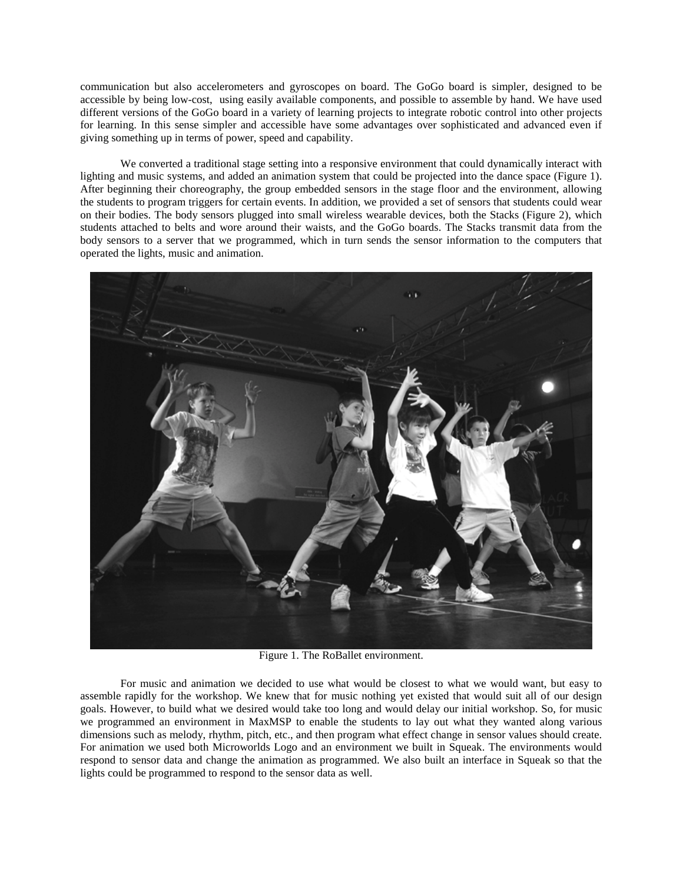communication but also accelerometers and gyroscopes on board. The GoGo board is simpler, designed to be accessible by being low-cost, using easily available components, and possible to assemble by hand. We have used different versions of the GoGo board in a variety of learning projects to integrate robotic control into other projects for learning. In this sense simpler and accessible have some advantages over sophisticated and advanced even if giving something up in terms of power, speed and capability.

We converted a traditional stage setting into a responsive environment that could dynamically interact with lighting and music systems, and added an animation system that could be projected into the dance space (Figure 1). After beginning their choreography, the group embedded sensors in the stage floor and the environment, allowing the students to program triggers for certain events. In addition, we provided a set of sensors that students could wear on their bodies. The body sensors plugged into small wireless wearable devices, both the Stacks (Figure 2), which students attached to belts and wore around their waists, and the GoGo boards. The Stacks transmit data from the body sensors to a server that we programmed, which in turn sends the sensor information to the computers that operated the lights, music and animation.

Figure 1. The RoBallet environment.

For music and animation we decided to use what would be closest to what we would want, but easy to assemble rapidly for the workshop. We knew that for music nothing yet existed that would suit all of our design goals. However, to build what we desired would take too long and would delay our initial workshop. So, for music we programmed an environment in MaxMSP to enable the students to lay out what they wanted along various dimensions such as melody, rhythm, pitch, etc., and then program what effect change in sensor values should create. For animation we used both Microworlds Logo and an environment we built in Squeak. The environments would respond to sensor data and change the animation as programmed. We also built an interface in Squeak so that the lights could be programmed to respond to the sensor data as well.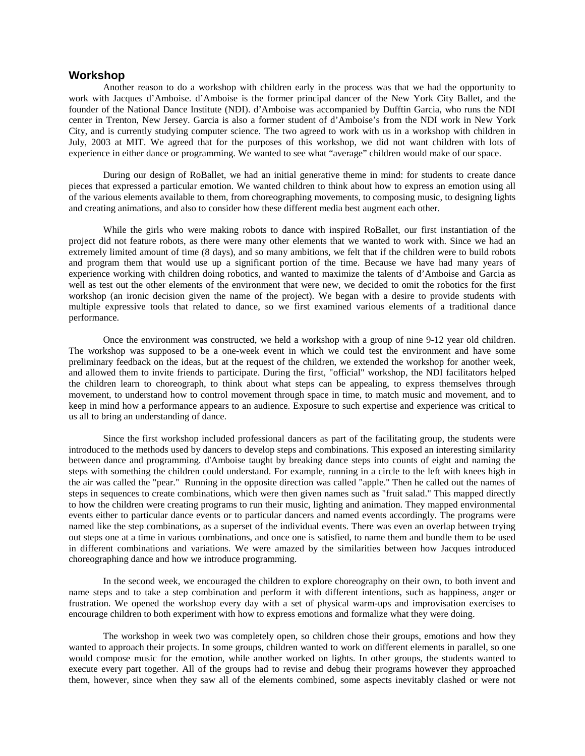## Workshop

Another reason to do a workshop with children early in the process was that we had the opportunity to work with Jacques d'Amboise. d'Amboise is the former principal dancer of the New York City Ballet, and the founder of the National Dance Institute (NDI). d'Amboise was accompanied by Dufftin Garcia, who runs the NDI center in Trenton, New Jersey. Garcia is also a former student of d'Amboise's from the NDI work in New York City, and is currently studying computer science. The two agreed to work with us in a workshop with children in July, 2003 at MIT. We agreed that for the purposes of this workshop, we did not want children with lots of experience in either dance or programming. We wanted to see what "average" children would make of our space.

During our design of RoBallet, we had an initial generative theme in mind: for students to create dance pieces that expressed a particular emotion. We wanted children to think about how to express an emotion using all of the various elements available to them, from choreographing movements, to composing music, to designing lights and creating animations, and also to consider how these different media best augment each other.

While the girls who were making robots to dance with inspired RoBallet, our first instantiation of the project did not feature robots, as there were many other elements that we wanted to work with. Since we had an extremely limited amount of time (8 days), and so many ambitions, we felt that if the children were to build robots and program them that would use up a significant portion of the time. Because we have had many years of experience working with children doing robotics, and wanted to maximize the talents of d'Amboise and Garcia as well as test out the other elements of the environment that were new, we decided to omit the robotics for the first workshop (an ironic decision given the name of the project). We began with a desire to provide students with multiple expressive tools that related to dance, so we first examined various elements of a traditional dance performance.

Once the environment was constructed, we held a workshop with a group of nine 9-12 year old children. The workshop was supposed to be a one-week event in which we could test the environment and have some preliminary feedback on the ideas, but at the request of the children, we extended the workshop for another week, and allowed them to invite friends to participate. During the first, "official" workshop, the NDI facilitators helped the children learn to choreograph, to think about what steps can be appealing, to express themselves through movement, to understand how to control movement through space in time, to match music and movement, and to keep in mind how a performance appears to an audience. Exposure to such expertise and experience was critical to us all to bring an understanding of dance.

Since the first workshop included professional dancers as part of the facilitating group, the students were introduced to the methods used by dancers to develop steps and combinations. This exposed an interesting similarity between dance and programming. d'Amboise taught by breaking dance steps into counts of eight and naming the steps with something the children could understand. For example, running in a circle to the left with knees high in the air was called the "pear." Running in the opposite direction was called "apple." Then he called out the names of steps in sequences to create combinations, which were then given names such as "fruit salad." This mapped directly to how the children were creating programs to run their music, lighting and animation. They mapped environmental events either to particular dance events or to particular dancers and named events accordingly. The programs were named like the step combinations, as a superset of the individual events. There was even an overlap between trying out steps one at a time in various combinations, and once one is satisfied, to name them and bundle them to be used in different combinations and variations. We were amazed by the similarities between how Jacques introduced choreographing dance and how we introduce programming.

In the second week, we encouraged the children to explore choreography on their own, to both invent and name steps and to take a step combination and perform it with different intentions, such as happiness, anger or frustration. We opened the workshop every day with a set of physical warm-ups and improvisation exercises to encourage children to both experiment with how to express emotions and formalize what they were doing.

The workshop in week two was completely open, so children chose their groups, emotions and how they wanted to approach their projects. In some groups, children wanted to work on different elements in parallel, so one would compose music for the emotion, while another worked on lights. In other groups, the students wanted to execute every part together. All of the groups had to revise and debug their programs however they approached them, however, since when they saw all of the elements combined, some aspects inevitably clashed or were not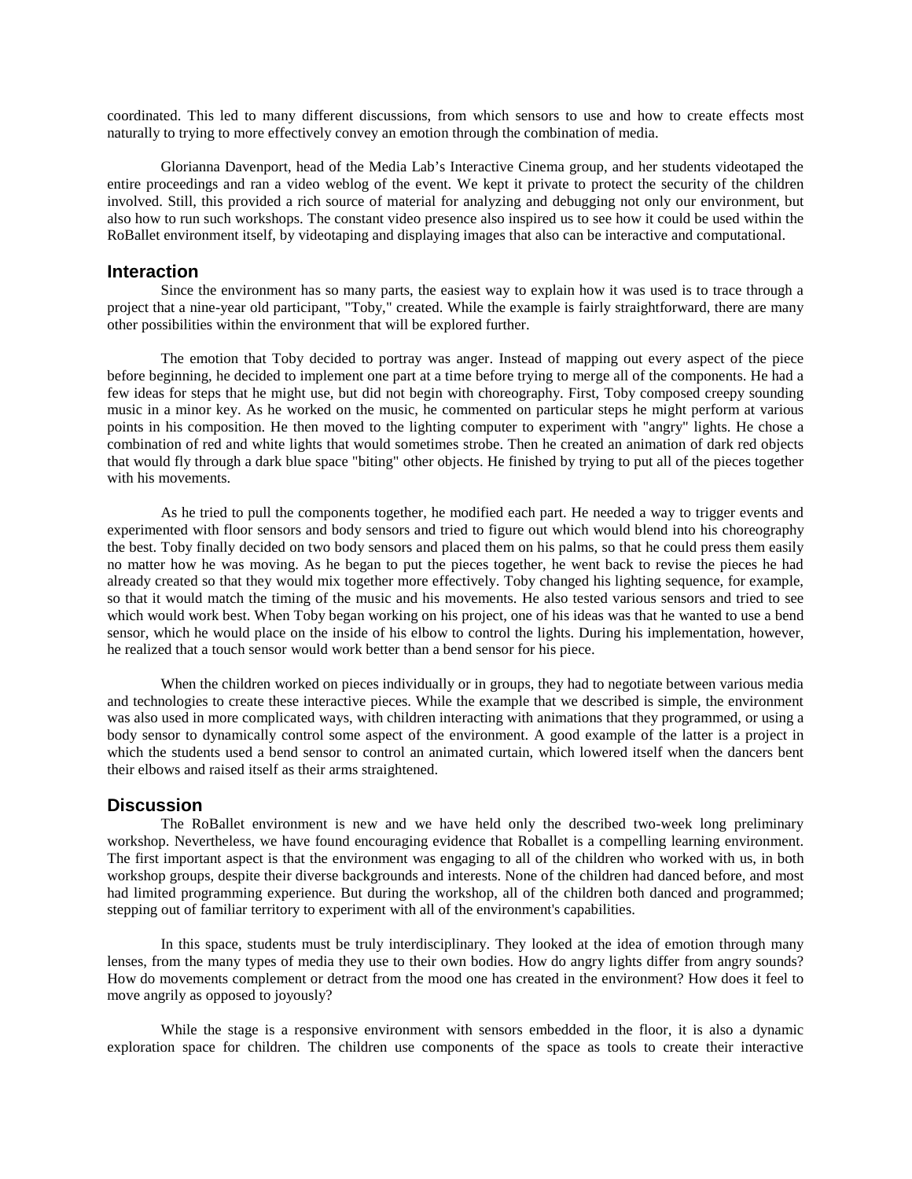coordinated. This led to many different discussions, from which sensors to use and how to create effects most naturally to trying to more effectively convey an emotion through the combination of media.

Glorianna Davenport, head of the Media Lab's Interactive Cinema group, and her students videotaped the entire proceedings and ran a video weblog of the event. We kept it private to protect the security of the children involved. Still, this provided a rich source of material for analyzing and debugging not only our environment, but also how to run such workshops. The constant video presence also inspired us to see how it could be used within the RoBallet environment itself, by videotaping and displaying images that also can be interactive and computational.

## Interaction

Since the environment has so many parts, the easiest way to explain how it was used is to trace through a project that a nine-year old participant, "Toby," created. While the example is fairly straightforward, there are many other possibilities within the environment that will be explored further.

The emotion that Toby decided to portray was anger. Instead of mapping out every aspect of the piece before beginning, he decided to implement one part at a time before trying to merge all of the components. He had a few ideas for steps that he might use, but did not begin with choreography. First, Toby composed creepy sounding music in a minor key. As he worked on the music, he commented on particular steps he might perform at various points in his composition. He then moved to the lighting computer to experiment with "angry" lights. He chose a combination of red and white lights that would sometimes strobe. Then he created an animation of dark red objects that would fly through a dark blue space "biting" other objects. He finished by trying to put all of the pieces together with his movements.

As he tried to pull the components together, he modified each part. He needed a way to trigger events and experimented with floor sensors and body sensors and tried to figure out which would blend into his choreography the best. Toby finally decided on two body sensors and placed them on his palms, so that he could press them easily no matter how he was moving. As he began to put the pieces together, he went back to revise the pieces he had already created so that they would mix together more effectively. Toby changed his lighting sequence, for example, so that it would match the timing of the music and his movements. He also tested various sensors and tried to see which would work best. When Toby began working on his project, one of his ideas was that he wanted to use a bend sensor, which he would place on the inside of his elbow to control the lights. During his implementation, however, he realized that a touch sensor would work better than a bend sensor for his piece.

When the children worked on pieces individually or in groups, they had to negotiate between various media and technologies to create these interactive pieces. While the example that we described is simple, the environment was also used in more complicated ways, with children interacting with animations that they programmed, or using a body sensor to dynamically control some aspect of the environment. A good example of the latter is a project in which the students used a bend sensor to control an animated curtain, which lowered itself when the dancers bent their elbows and raised itself as their arms straightened.

## Discussion

The RoBallet environment is new and we have held only the described two-week long preliminary workshop. Nevertheless, we have found encouraging evidence that Roballet is a compelling learning environment. The first important aspect is that the environment was engaging to all of the children who worked with us, in both workshop groups, despite their diverse backgrounds and interests. None of the children had danced before, and most had limited programming experience. But during the workshop, all of the children both danced and programmed; stepping out of familiar territory to experiment with all of the environment's capabilities.

In this space, students must be truly interdisciplinary. They looked at the idea of emotion through many lenses, from the many types of media they use to their own bodies. How do angry lights differ from angry sounds? How do movements complement or detract from the mood one has created in the environment? How does it feel to move angrily as opposed to joyously?

While the stage is a responsive environment with sensors embedded in the floor, it is also a dynamic exploration space for children. The children use components of the space as tools to create their interactive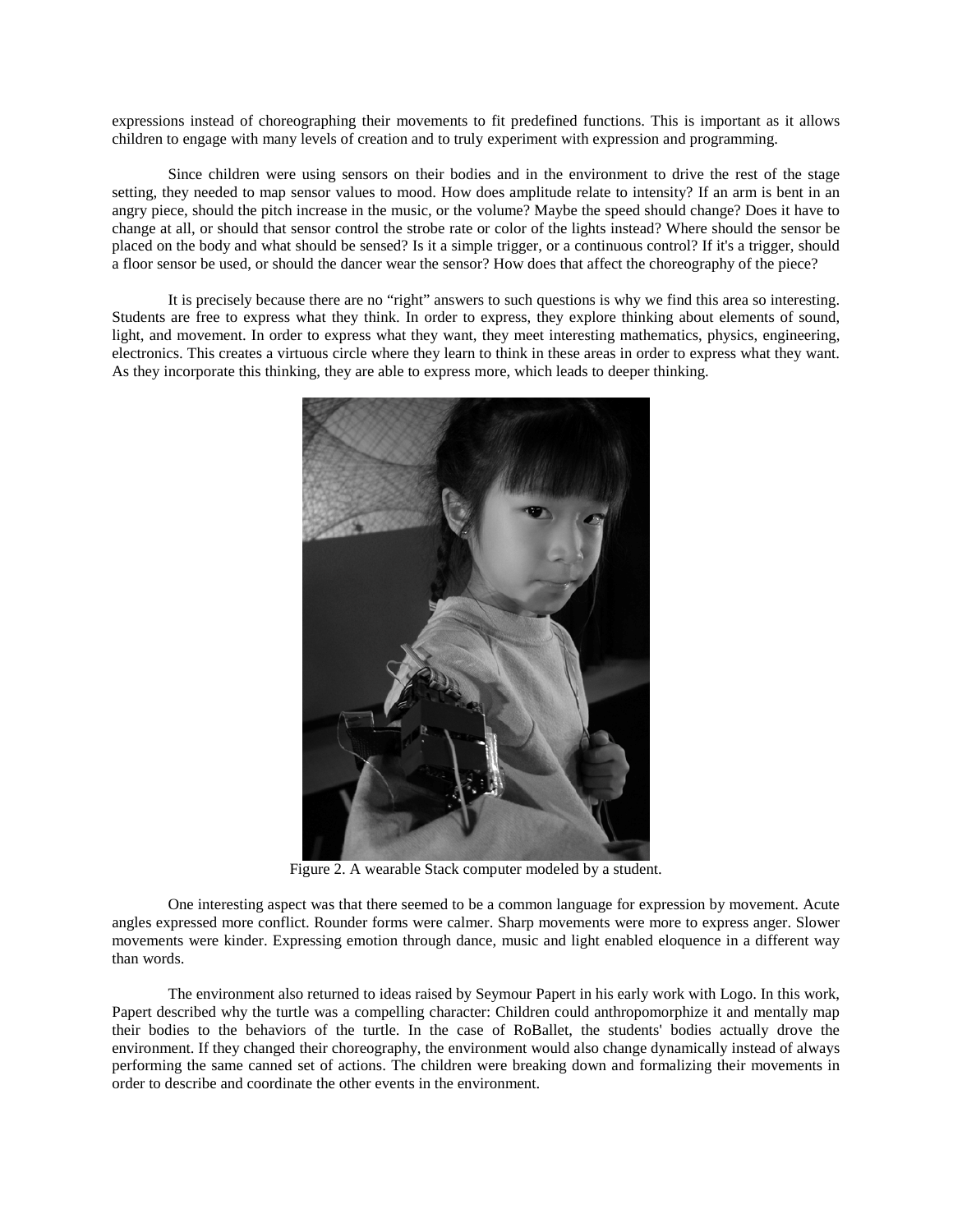expressions instead of choreographing their movements to fit predefined functions. This is important as it allows children to engage with many levels of creation and to truly experiment with expression and programming.

Since children were using sensors on their bodies and in the environment to drive the rest of the stage setting, they needed to map sensor values to mood. How does amplitude relate to intensity? If an arm is bent in an angry piece, should the pitch increase in the music, or the volume? Maybe the speed should change? Does it have to change at all, or should that sensor control the strobe rate or color of the lights instead? Where should the sensor be placed on the body and what should be sensed? Is it a simple trigger, or a continuous control? If it's a trigger, should a floor sensor be used, or should the dancer wear the sensor? How does that affect the choreography of the piece?

It is precisely because there are no "right" answers to such questions is why we find this area so interesting. Students are free to express what they think. In order to express, they explore thinking about elements of sound, light, and movement. In order to express what they want, they meet interesting mathematics, physics, engineering, electronics. This creates a virtuous circle where they learn to think in these areas in order to express what they want. As they incorporate this thinking, they are able to express more, which leads to deeper thinking.

Figure 2. A wearable Stack computer modeled by a student.

One interesting aspect was that there seemed to be a common language for expression by movement. Acute angles expressed more conflict. Rounder forms were calmer. Sharp movements were more to express anger. Slower movements were kinder. Expressing emotion through dance, music and light enabled eloquence in a different way than words.

The environment also returned to ideas raised by Seymour Papert in his early work with Logo. In this work, Papert described why the turtle was a compelling character: Children could anthropomorphize it and mentally map their bodies to the behaviors of the turtle. In the case of RoBallet, the students' bodies actually drove the environment. If they changed their choreography, the environment would also change dynamically instead of always performing the same canned set of actions. The children were breaking down and formalizing their movements in order to describe and coordinate the other events in the environment.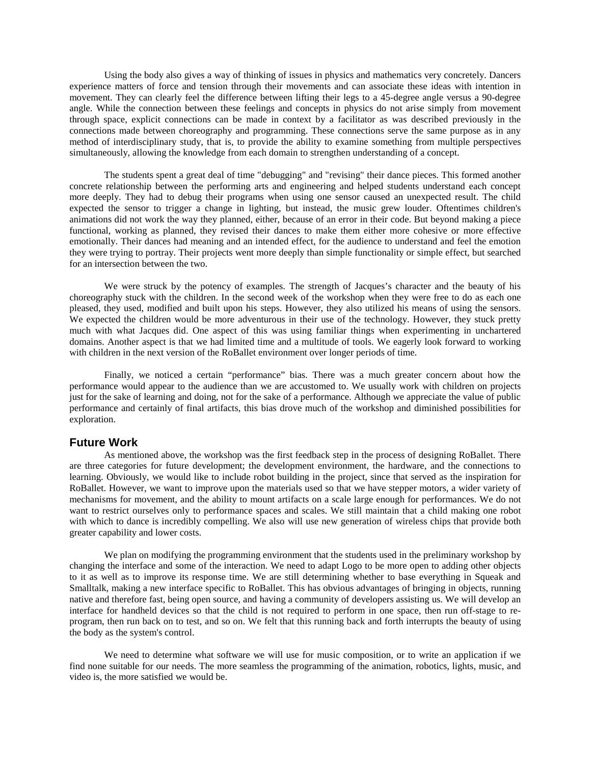Using the body also gives a way of thinking of issues in physics and mathematics very concretely. Dancers experience matters of force and tension through their movements and can associate these ideas with intention in movement. They can clearly feel the difference between lifting their legs to a 45-degree angle versus a 90-degree angle. While the connection between these feelings and concepts in physics do not arise simply from movement through space, explicit connections can be made in context by a facilitator as was described previously in the connections made between choreography and programming. These connections serve the same purpose as in any method of interdisciplinary study, that is, to provide the ability to examine something from multiple perspectives simultaneously, allowing the knowledge from each domain to strengthen understanding of a concept.

The students spent a great deal of time "debugging" and "revising" their dance pieces. This formed another concrete relationship between the performing arts and engineering and helped students understand each concept more deeply. They had to debug their programs when using one sensor caused an unexpected result. The child expected the sensor to trigger a change in lighting, but instead, the music grew louder. Oftentimes children's animations did not work the way they planned, either, because of an error in their code. But beyond making a piece functional, working as planned, they revised their dances to make them either more cohesive or more effective emotionally. Their dances had meaning and an intended effect, for the audience to understand and feel the emotion they were trying to portray. Their projects went more deeply than simple functionality or simple effect, but searched for an intersection between the two.

We were struck by the potency of examples. The strength of Jacques's character and the beauty of his choreography stuck with the children. In the second week of the workshop when they were free to do as each one pleased, they used, modified and built upon his steps. However, they also utilized his means of using the sensors. We expected the children would be more adventurous in their use of the technology. However, they stuck pretty much with what Jacques did. One aspect of this was using familiar things when experimenting in unchartered domains. Another aspect is that we had limited time and a multitude of tools. We eagerly look forward to working with children in the next version of the RoBallet environment over longer periods of time.

Finally, we noticed a certain "performance" bias. There was a much greater concern about how the performance would appear to the audience than we are accustomed to. We usually work with children on projects just for the sake of learning and doing, not for the sake of a performance. Although we appreciate the value of public performance and certainly of final artifacts, this bias drove much of the workshop and diminished possibilities for exploration.

## Future Work

As mentioned above, the workshop was the first feedback step in the process of designing RoBallet. There are three categories for future development; the development environment, the hardware, and the connections to learning. Obviously, we would like to include robot building in the project, since that served as the inspiration for RoBallet. However, we want to improve upon the materials used so that we have stepper motors, a wider variety of mechanisms for movement, and the ability to mount artifacts on a scale large enough for performances. We do not want to restrict ourselves only to performance spaces and scales. We still maintain that a child making one robot with which to dance is incredibly compelling. We also will use new generation of wireless chips that provide both greater capability and lower costs.

We plan on modifying the programming environment that the students used in the preliminary workshop by changing the interface and some of the interaction. We need to adapt Logo to be more open to adding other objects to it as well as to improve its response time. We are still determining whether to base everything in Squeak and Smalltalk, making a new interface specific to RoBallet. This has obvious advantages of bringing in objects, running native and therefore fast, being open source, and having a community of developers assisting us. We will develop an interface for handheld devices so that the child is not required to perform in one space, then run off-stage to re-program, then run back on to test, and so on. We felt that this running back and forth interrupts the beauty of using the body as the system's control.

We need to determine what software we will use for music composition, or to write an application if we find none suitable for our needs. The more seamless the programming of the animation, robotics, lights, music, and video is, the more satisfied we would be.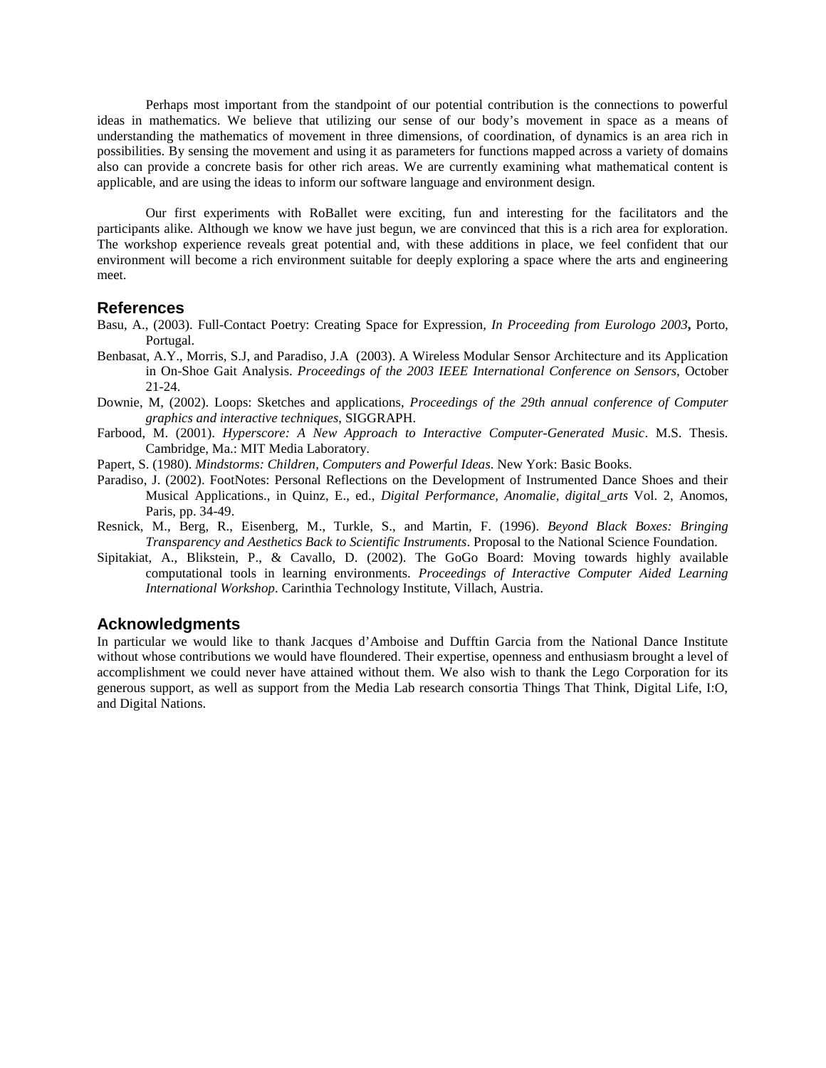Perhaps most important from the standpoint of our potential contribution is the connections to powerful ideas in mathematics. We believe that utilizing our sense of our body's movement in space as a means of understanding the mathematics of movement in three dimensions, of coordination, of dynamics is an area rich in possibilities. By sensing the movement and using it as parameters for functions mapped across a variety of domains also can provide a concrete basis for other rich areas. We are currently examining what mathematical content is applicable, and are using the ideas to inform our software language and environment design.

Our first experiments with RoBallet were exciting, fun and interesting for the facilitators and the participants alike. Although we know we have just begun, we are convinced that this is a rich area for exploration. The workshop experience reveals great potential and, with these additions in place, we feel confident that our environment will become a rich environment suitable for deeply exploring a space where the arts and engineering meet.

## References

Basu, A., (2003). Full-Contact Poetry: Creating Space for Expression, *In Proceeding from Eurologo 2003***,** Porto, Portugal.

Benbasat, A.Y., Morris, S.J, and Paradiso, J.A (2003). A Wireless Modular Sensor Architecture and its Application in On-Shoe Gait Analysis. *Proceedings of the 2003 IEEE International Conference on Sensors*, October 21-24.

Downie, M, (2002). Loops: Sketches and applications, *Proceedings of the 29th annual conference of Computer graphics and interactive techniques,* SIGGRAPH.

Farbood, M. (2001). *Hyperscore: A New Approach to Interactive Computer-Generated Music*. M.S. Thesis. Cambridge, Ma.: MIT Media Laboratory.

Papert, S. (1980). *Mindstorms: Children, Computers and Powerful Ideas*. New York: Basic Books.

Paradiso, J. (2002). FootNotes: Personal Reflections on the Development of Instrumented Dance Shoes and their Musical Applications., in Quinz, E., ed., *Digital Performance, Anomalie, digital_arts* Vol. 2, Anomos, Paris, pp. 34-49.

Resnick, M., Berg, R., Eisenberg, M., Turkle, S., and Martin, F. (1996). *Beyond Black Boxes: Bringing Transparency and Aesthetics Back to Scientific Instruments*. Proposal to the National Science Foundation.

Sipitakiat, A., Blikstein, P., & Cavallo, D. (2002). The GoGo Board: Moving towards highly available computational tools in learning environments. *Proceedings of Interactive Computer Aided Learning International Workshop*. Carinthia Technology Institute, Villach, Austria.

## Acknowledgments

In particular we would like to thank Jacques d'Amboise and Dufftin Garcia from the National Dance Institute without whose contributions we would have floundered. Their expertise, openness and enthusiasm brought a level of accomplishment we could never have attained without them. We also wish to thank the Lego Corporation for its generous support, as well as support from the Media Lab research consortia Things That Think, Digital Life, I:O, and Digital Nations.